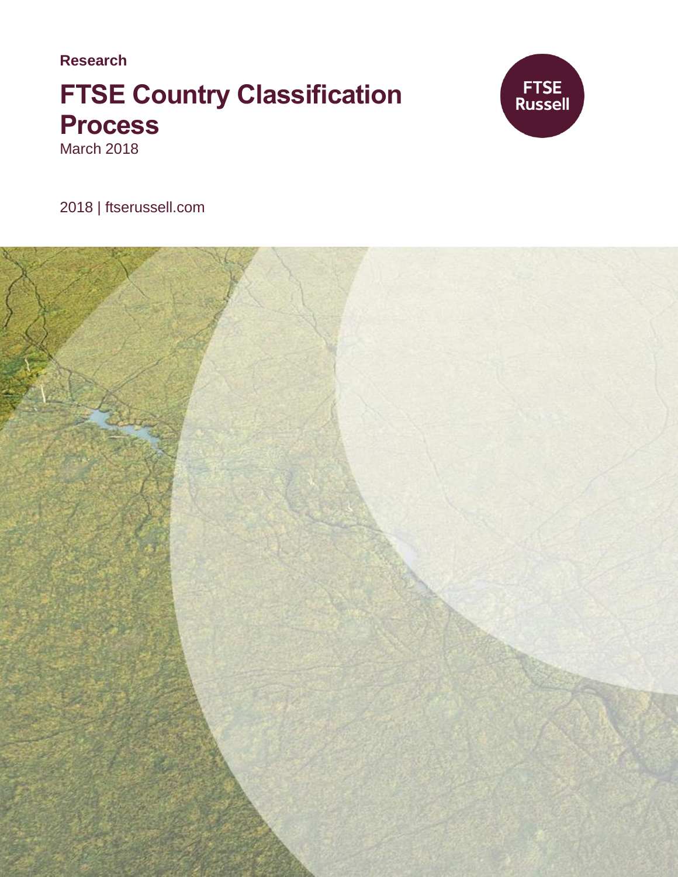**Research**

# FTSE Country Classification Process

March 2018

FTSE Russell

2018 | ftserussell.com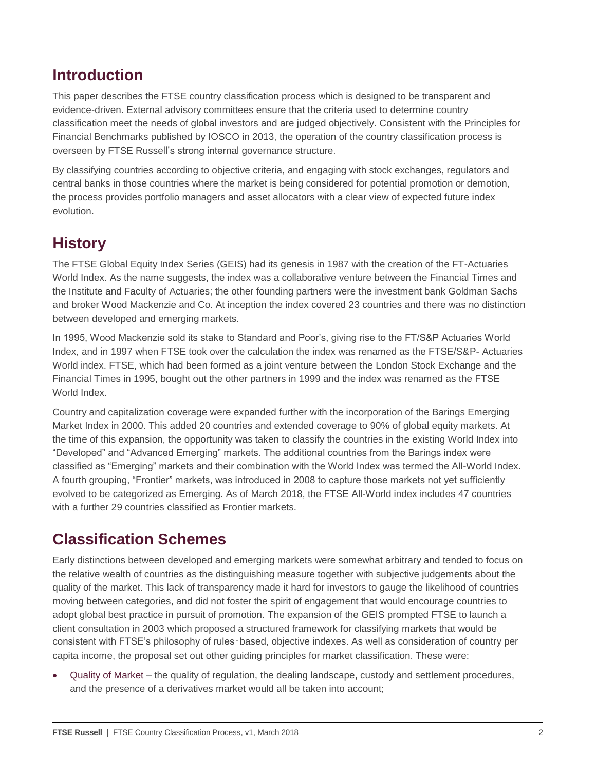## Introduction

This paper describes the FTSE country classification process which is designed to be transparent and evidence-driven. External advisory committees ensure that the criteria used to determine country classification meet the needs of global investors and are judged objectively. Consistent with the Principles for Financial Benchmarks published by IOSCO in 2013, the operation of the country classification process is overseen by FTSE Russell's strong internal governance structure.

By classifying countries according to objective criteria, and engaging with stock exchanges, regulators and central banks in those countries where the market is being considered for potential promotion or demotion, the process provides portfolio managers and asset allocators with a clear view of expected future index evolution.

## History

The FTSE Global Equity Index Series (GEIS) had its genesis in 1987 with the creation of the FT-Actuaries World Index. As the name suggests, the index was a collaborative venture between the Financial Times and the Institute and Faculty of Actuaries; the other founding partners were the investment bank Goldman Sachs and broker Wood Mackenzie and Co. At inception the index covered 23 countries and there was no distinction between developed and emerging markets.

In 1995, Wood Mackenzie sold its stake to Standard and Poor's, giving rise to the FT/S&P Actuaries World Index, and in 1997 when FTSE took over the calculation the index was renamed as the FTSE/S&P- Actuaries World index. FTSE, which had been formed as a joint venture between the London Stock Exchange and the Financial Times in 1995, bought out the other partners in 1999 and the index was renamed as the FTSE World Index.

Country and capitalization coverage were expanded further with the incorporation of the Barings Emerging Market Index in 2000. This added 20 countries and extended coverage to 90% of global equity markets. At the time of this expansion, the opportunity was taken to classify the countries in the existing World Index into "Developed" and "Advanced Emerging" markets. The additional countries from the Barings index were classified as "Emerging" markets and their combination with the World Index was termed the All-World Index. A fourth grouping, "Frontier" markets, was introduced in 2008 to capture those markets not yet sufficiently evolved to be categorized as Emerging. As of March 2018, the FTSE All-World index includes 47 countries with a further 29 countries classified as Frontier markets.

## Classification Schemes

Early distinctions between developed and emerging markets were somewhat arbitrary and tended to focus on the relative wealth of countries as the distinguishing measure together with subjective judgements about the quality of the market. This lack of transparency made it hard for investors to gauge the likelihood of countries moving between categories, and did not foster the spirit of engagement that would encourage countries to adopt global best practice in pursuit of promotion. The expansion of the GEIS prompted FTSE to launch a client consultation in 2003 which proposed a structured framework for classifying markets that would be consistent with FTSE's philosophy of rules-based, objective indexes. As well as consideration of country per capita income, the proposal set out other guiding principles for market classification. These were:

- Quality of Market – the quality of regulation, the dealing landscape, custody and settlement procedures, and the presence of a derivatives market would all be taken into account;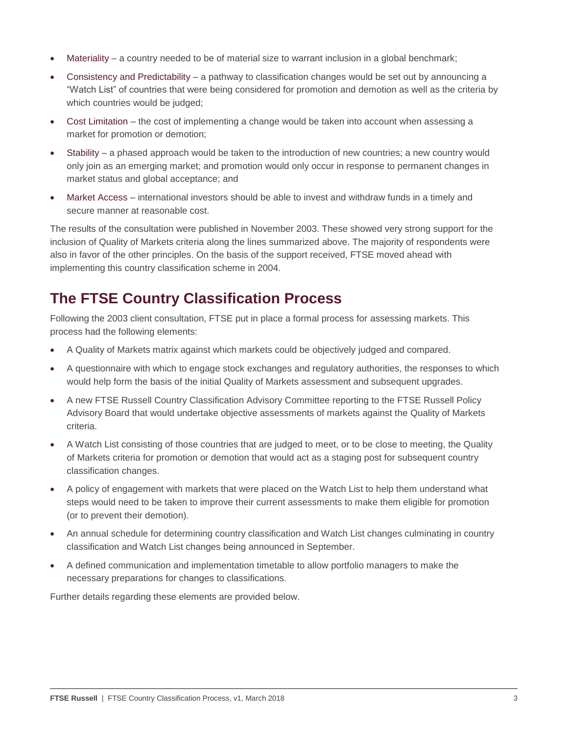- Materiality – a country needed to be of material size to warrant inclusion in a global benchmark;
- Consistency and Predictability – a pathway to classification changes would be set out by announcing a "Watch List" of countries that were being considered for promotion and demotion as well as the criteria by which countries would be judged;
- Cost Limitation – the cost of implementing a change would be taken into account when assessing a market for promotion or demotion;
- Stability – a phased approach would be taken to the introduction of new countries; a new country would only join as an emerging market; and promotion would only occur in response to permanent changes in market status and global acceptance; and
- Market Access – international investors should be able to invest and withdraw funds in a timely and secure manner at reasonable cost.

The results of the consultation were published in November 2003. These showed very strong support for the inclusion of Quality of Markets criteria along the lines summarized above. The majority of respondents were also in favor of the other principles. On the basis of the support received, FTSE moved ahead with implementing this country classification scheme in 2004.

## The FTSE Country Classification Process

Following the 2003 client consultation, FTSE put in place a formal process for assessing markets. This process had the following elements:

- A Quality of Markets matrix against which markets could be objectively judged and compared.
- A questionnaire with which to engage stock exchanges and regulatory authorities, the responses to which would help form the basis of the initial Quality of Markets assessment and subsequent upgrades.
- A new FTSE Russell Country Classification Advisory Committee reporting to the FTSE Russell Policy Advisory Board that would undertake objective assessments of markets against the Quality of Markets criteria.
- A Watch List consisting of those countries that are judged to meet, or to be close to meeting, the Quality of Markets criteria for promotion or demotion that would act as a staging post for subsequent country classification changes.
- A policy of engagement with markets that were placed on the Watch List to help them understand what steps would need to be taken to improve their current assessments to make them eligible for promotion (or to prevent their demotion).
- An annual schedule for determining country classification and Watch List changes culminating in country classification and Watch List changes being announced in September.
- A defined communication and implementation timetable to allow portfolio managers to make the necessary preparations for changes to classifications.

Further details regarding these elements are provided below.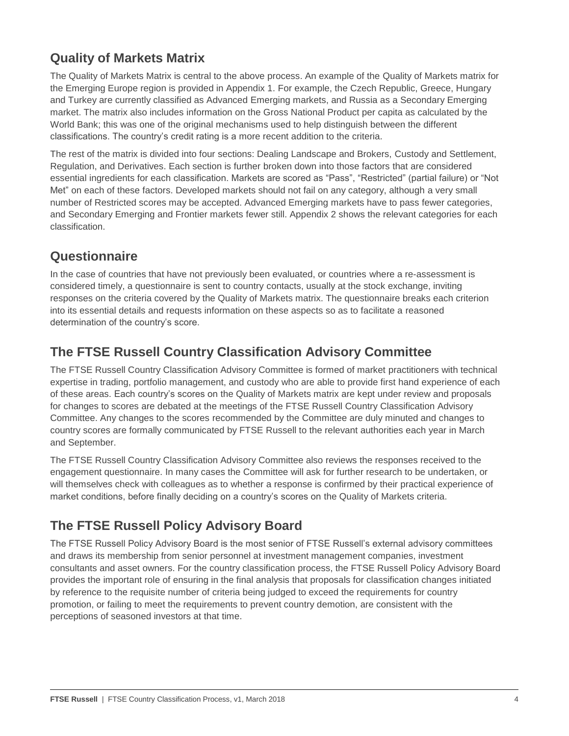## Quality of Markets Matrix

The Quality of Markets Matrix is central to the above process. An example of the Quality of Markets matrix for the Emerging Europe region is provided in Appendix 1. For example, the Czech Republic, Greece, Hungary and Turkey are currently classified as Advanced Emerging markets, and Russia as a Secondary Emerging market. The matrix also includes information on the Gross National Product per capita as calculated by the World Bank; this was one of the original mechanisms used to help distinguish between the different classifications. The country's credit rating is a more recent addition to the criteria.

The rest of the matrix is divided into four sections: Dealing Landscape and Brokers, Custody and Settlement, Regulation, and Derivatives. Each section is further broken down into those factors that are considered essential ingredients for each classification. Markets are scored as "Pass", "Restricted" (partial failure) or "Not Met" on each of these factors. Developed markets should not fail on any category, although a very small number of Restricted scores may be accepted. Advanced Emerging markets have to pass fewer categories, and Secondary Emerging and Frontier markets fewer still. Appendix 2 shows the relevant categories for each classification.

## Questionnaire

In the case of countries that have not previously been evaluated, or countries where a re-assessment is considered timely, a questionnaire is sent to country contacts, usually at the stock exchange, inviting responses on the criteria covered by the Quality of Markets matrix. The questionnaire breaks each criterion into its essential details and requests information on these aspects so as to facilitate a reasoned determination of the country's score.

## The FTSE Russell Country Classification Advisory Committee

The FTSE Russell Country Classification Advisory Committee is formed of market practitioners with technical expertise in trading, portfolio management, and custody who are able to provide first hand experience of each of these areas. Each country's scores on the Quality of Markets matrix are kept under review and proposals for changes to scores are debated at the meetings of the FTSE Russell Country Classification Advisory Committee. Any changes to the scores recommended by the Committee are duly minuted and changes to country scores are formally communicated by FTSE Russell to the relevant authorities each year in March and September.

The FTSE Russell Country Classification Advisory Committee also reviews the responses received to the engagement questionnaire. In many cases the Committee will ask for further research to be undertaken, or will themselves check with colleagues as to whether a response is confirmed by their practical experience of market conditions, before finally deciding on a country's scores on the Quality of Markets criteria.

## The FTSE Russell Policy Advisory Board

The FTSE Russell Policy Advisory Board is the most senior of FTSE Russell's external advisory committees and draws its membership from senior personnel at investment management companies, investment consultants and asset owners. For the country classification process, the FTSE Russell Policy Advisory Board provides the important role of ensuring in the final analysis that proposals for classification changes initiated by reference to the requisite number of criteria being judged to exceed the requirements for country promotion, or failing to meet the requirements to prevent country demotion, are consistent with the perceptions of seasoned investors at that time.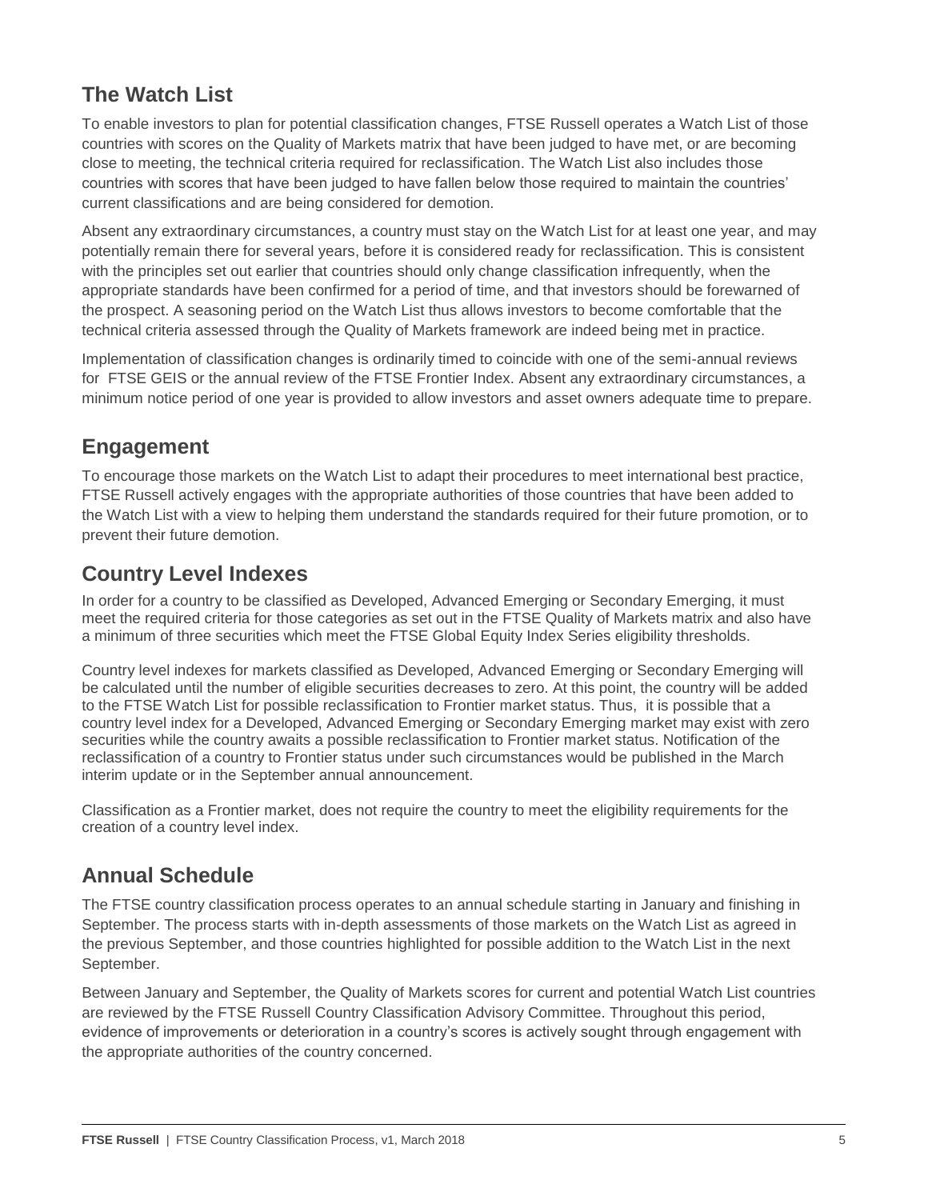## The Watch List

To enable investors to plan for potential classification changes, FTSE Russell operates a Watch List of those countries with scores on the Quality of Markets matrix that have been judged to have met, or are becoming close to meeting, the technical criteria required for reclassification. The Watch List also includes those countries with scores that have been judged to have fallen below those required to maintain the countries' current classifications and are being considered for demotion.

Absent any extraordinary circumstances, a country must stay on the Watch List for at least one year, and may potentially remain there for several years, before it is considered ready for reclassification. This is consistent with the principles set out earlier that countries should only change classification infrequently, when the appropriate standards have been confirmed for a period of time, and that investors should be forewarned of the prospect. A seasoning period on the Watch List thus allows investors to become comfortable that the technical criteria assessed through the Quality of Markets framework are indeed being met in practice.

Implementation of classification changes is ordinarily timed to coincide with one of the semi-annual reviews for FTSE GEIS or the annual review of the FTSE Frontier Index. Absent any extraordinary circumstances, a minimum notice period of one year is provided to allow investors and asset owners adequate time to prepare.

## Engagement

To encourage those markets on the Watch List to adapt their procedures to meet international best practice, FTSE Russell actively engages with the appropriate authorities of those countries that have been added to the Watch List with a view to helping them understand the standards required for their future promotion, or to prevent their future demotion.

## Country Level Indexes

In order for a country to be classified as Developed, Advanced Emerging or Secondary Emerging, it must meet the required criteria for those categories as set out in the FTSE Quality of Markets matrix and also have a minimum of three securities which meet the FTSE Global Equity Index Series eligibility thresholds.

Country level indexes for markets classified as Developed, Advanced Emerging or Secondary Emerging will be calculated until the number of eligible securities decreases to zero. At this point, the country will be added to the FTSE Watch List for possible reclassification to Frontier market status. Thus, it is possible that a country level index for a Developed, Advanced Emerging or Secondary Emerging market may exist with zero securities while the country awaits a possible reclassification to Frontier market status. Notification of the reclassification of a country to Frontier status under such circumstances would be published in the March interim update or in the September annual announcement.

Classification as a Frontier market, does not require the country to meet the eligibility requirements for the creation of a country level index.

## Annual Schedule

The FTSE country classification process operates to an annual schedule starting in January and finishing in September. The process starts with in-depth assessments of those markets on the Watch List as agreed in the previous September, and those countries highlighted for possible addition to the Watch List in the next September.

Between January and September, the Quality of Markets scores for current and potential Watch List countries are reviewed by the FTSE Russell Country Classification Advisory Committee. Throughout this period, evidence of improvements or deterioration in a country's scores is actively sought through engagement with the appropriate authorities of the country concerned.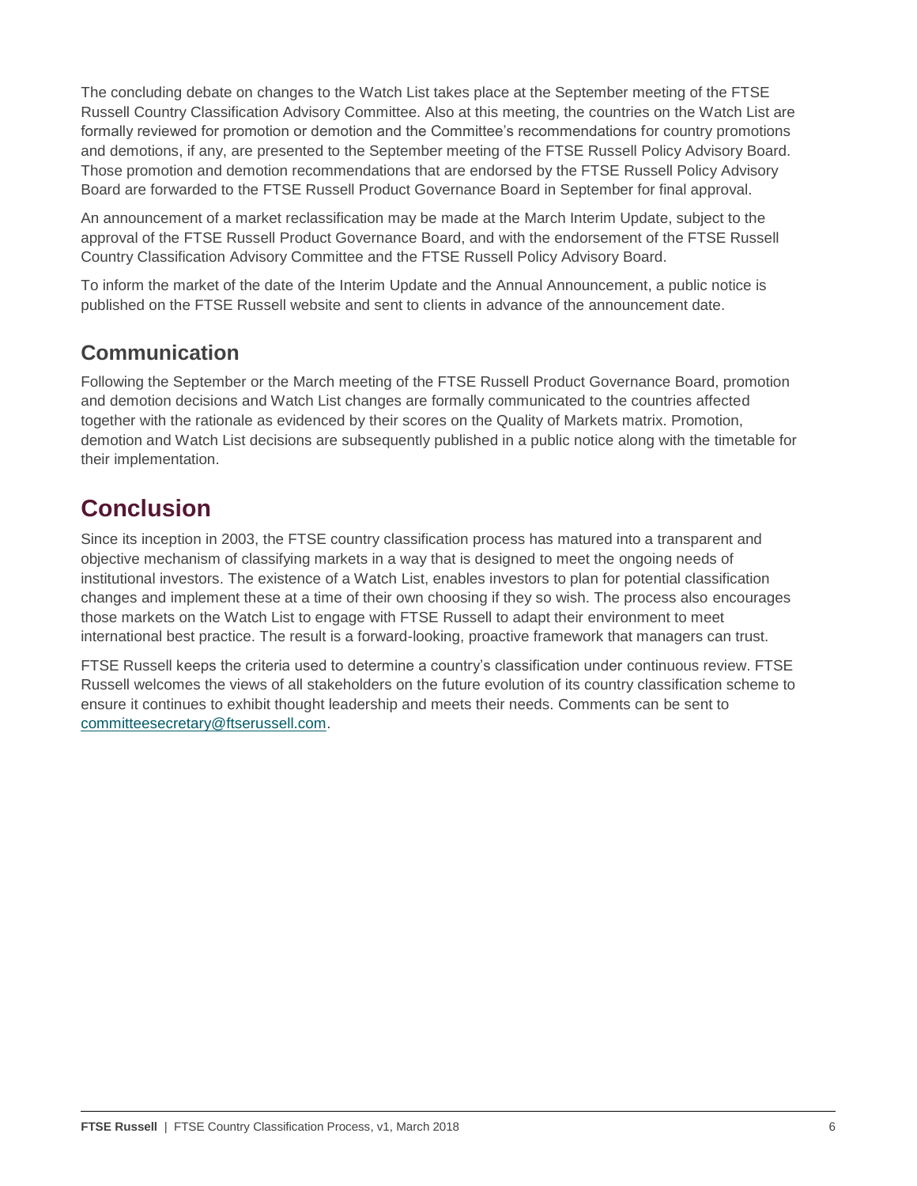The concluding debate on changes to the Watch List takes place at the September meeting of the FTSE Russell Country Classification Advisory Committee. Also at this meeting, the countries on the Watch List are formally reviewed for promotion or demotion and the Committee's recommendations for country promotions and demotions, if any, are presented to the September meeting of the FTSE Russell Policy Advisory Board. Those promotion and demotion recommendations that are endorsed by the FTSE Russell Policy Advisory Board are forwarded to the FTSE Russell Product Governance Board in September for final approval.

An announcement of a market reclassification may be made at the March Interim Update, subject to the approval of the FTSE Russell Product Governance Board, and with the endorsement of the FTSE Russell Country Classification Advisory Committee and the FTSE Russell Policy Advisory Board.

To inform the market of the date of the Interim Update and the Annual Announcement, a public notice is published on the FTSE Russell website and sent to clients in advance of the announcement date.

## Communication

Following the September or the March meeting of the FTSE Russell Product Governance Board, promotion and demotion decisions and Watch List changes are formally communicated to the countries affected together with the rationale as evidenced by their scores on the Quality of Markets matrix. Promotion, demotion and Watch List decisions are subsequently published in a public notice along with the timetable for their implementation.

# Conclusion

Since its inception in 2003, the FTSE country classification process has matured into a transparent and objective mechanism of classifying markets in a way that is designed to meet the ongoing needs of institutional investors. The existence of a Watch List, enables investors to plan for potential classification changes and implement these at a time of their own choosing if they so wish. The process also encourages those markets on the Watch List to engage with FTSE Russell to adapt their environment to meet international best practice. The result is a forward-looking, proactive framework that managers can trust.

FTSE Russell keeps the criteria used to determine a country's classification under continuous review. FTSE Russell welcomes the views of all stakeholders on the future evolution of its country classification scheme to ensure it continues to exhibit thought leadership and meets their needs. Comments can be sent to committeesecretary@ftserussell.com.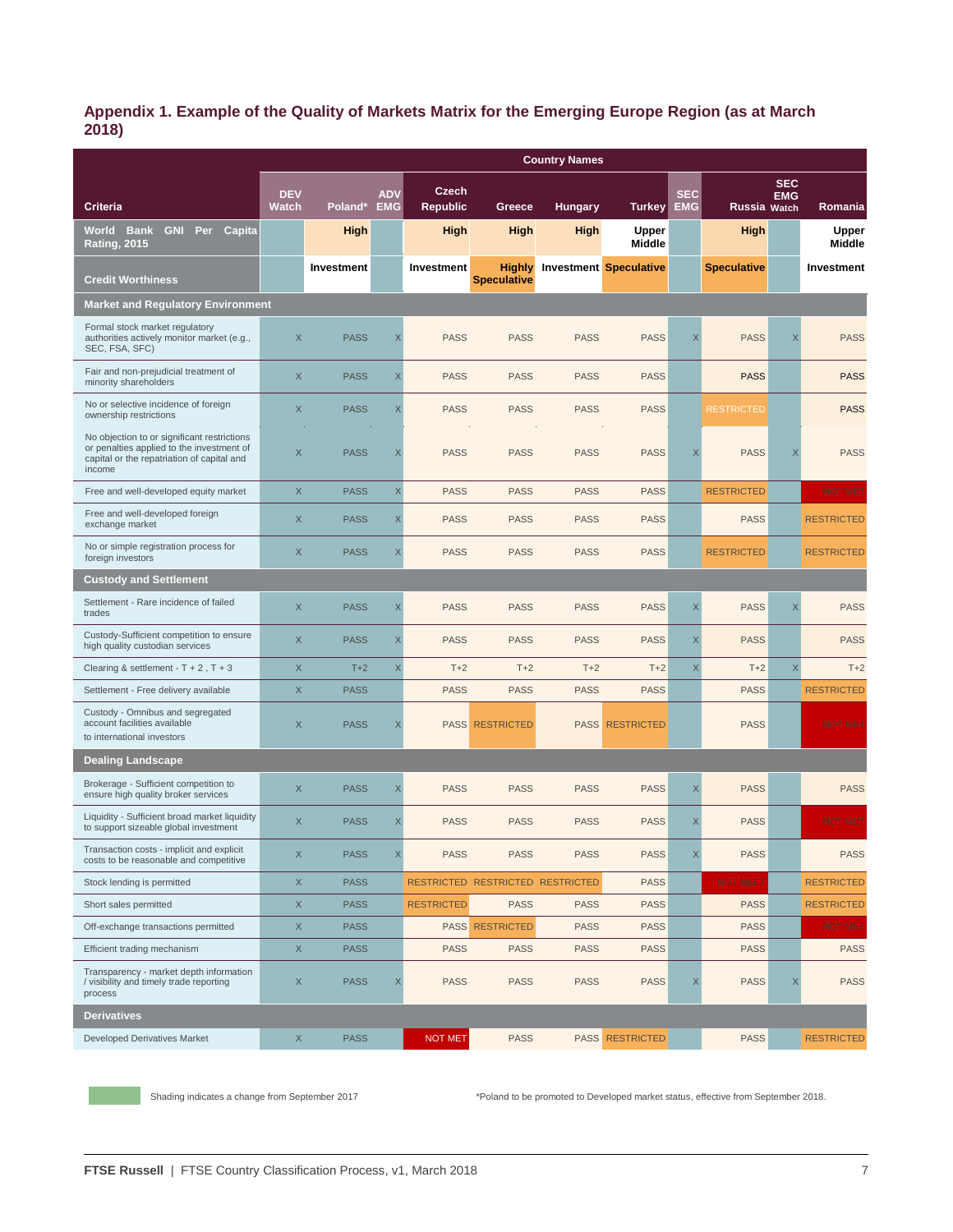## Appendix 1. Example of the Quality of Markets Matrix for the Emerging Europe Region (as at March 2018)

| Criteria | DEV Watch | Poland* | ADV EMG | Czech Republic | Greece | Hungary | Turkey | SEC EMG | Russia | SEC EMG Watch | Romania |
|---|---|---|---|---|---|---|---|---|---|---|---|
| World Bank GNI Per Capita Rating, 2015 | | High | | High | High | High | Upper Middle | | High | | Upper Middle |
| Credit Worthiness | | Investment | | Investment | Highly Speculative | Investment | Speculative | | Speculative | | Investment |
| **Market and Regulatory Environment** | | | | | | | | | | | |
| Formal stock market regulatory authorities actively monitor market (e.g., SEC, FSA, SFC) | X | PASS | X | PASS | PASS | PASS | PASS | X | PASS | X | PASS |
| Fair and non-prejudicial treatment of minority shareholders | X | PASS | X | PASS | PASS | PASS | PASS | | PASS | | PASS |
| No or selective incidence of foreign ownership restrictions | X | PASS | X | PASS | PASS | PASS | PASS | | RESTRICTED | | PASS |
| No objection to or significant restrictions or penalties applied to the investment of capital or the repatriation of capital and income | X | PASS | X | PASS | PASS | PASS | PASS | X | PASS | X | PASS |
| Free and well-developed equity market | X | PASS | X | PASS | PASS | PASS | PASS | | RESTRICTED | | NOT MET |
| Free and well-developed foreign exchange market | X | PASS | X | PASS | PASS | PASS | PASS | | PASS | | RESTRICTED |
| No or simple registration process for foreign investors | X | PASS | X | PASS | PASS | PASS | PASS | | RESTRICTED | | RESTRICTED |
| **Custody and Settlement** | | | | | | | | | | | |
| Settlement - Rare incidence of failed trades | X | PASS | X | PASS | PASS | PASS | PASS | X | PASS | X | PASS |
| Custody-Sufficient competition to ensure high quality custodian services | X | PASS | X | PASS | PASS | PASS | PASS | X | PASS | | PASS |
| Clearing & settlement - T + 2 , T + 3 | X | T+2 | X | T+2 | T+2 | T+2 | T+2 | X | T+2 | X | T+2 |
| Settlement - Free delivery available | X | PASS | | PASS | PASS | PASS | PASS | | PASS | | RESTRICTED |
| Custody - Omnibus and segregated account facilities available to international investors | X | PASS | X | PASS | RESTRICTED | PASS | RESTRICTED | | PASS | | NOT MET |
| **Dealing Landscape** | | | | | | | | | | | |
| Brokerage - Sufficient competition to ensure high quality broker services | X | PASS | X | PASS | PASS | PASS | PASS | X | PASS | | PASS |
| Liquidity - Sufficient broad market liquidity to support sizeable global investment | X | PASS | X | PASS | PASS | PASS | PASS | X | PASS | | NOT MET |
| Transaction costs - implicit and explicit costs to be reasonable and competitive | X | PASS | X | PASS | PASS | PASS | PASS | X | PASS | | PASS |
| Stock lending is permitted | X | PASS | | RESTRICTED | RESTRICTED | RESTRICTED | PASS | | NOT MET | | RESTRICTED |
| Short sales permitted | X | PASS | | RESTRICTED | PASS | PASS | PASS | | PASS | | RESTRICTED |
| Off-exchange transactions permitted | X | PASS | | PASS | RESTRICTED | PASS | PASS | | PASS | | NOT MET |
| Efficient trading mechanism | X | PASS | | PASS | PASS | PASS | PASS | | PASS | | PASS |
| Transparency - market depth information / visibility and timely trade reporting process | X | PASS | X | PASS | PASS | PASS | PASS | X | PASS | X | PASS |
| **Derivatives** | | | | | | | | | | | |
| Developed Derivatives Market | X | PASS | | NOT MET | PASS | PASS | RESTRICTED | | PASS | | RESTRICTED |

Shading indicates a change from September 2017

*Poland to be promoted to Developed market status, effective from September 2018.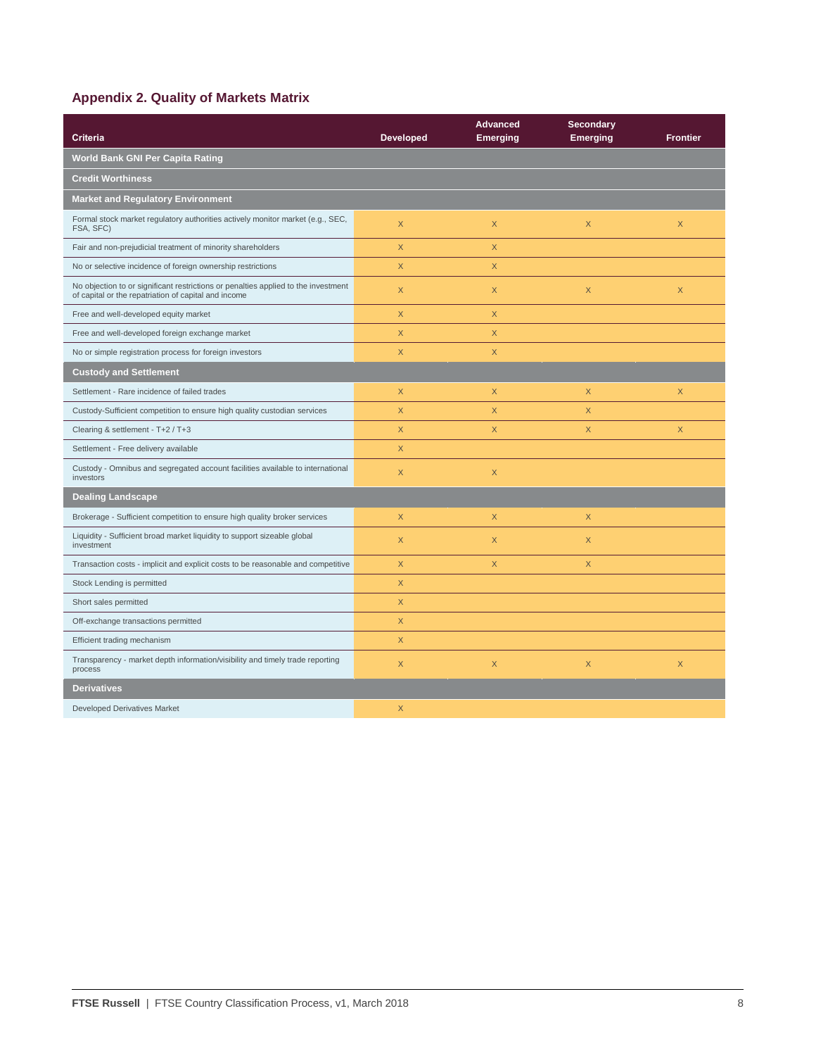## Appendix 2. Quality of Markets Matrix

| Criteria | Developed | Advanced Emerging | Secondary Emerging | Frontier |
|---|---|---|---|---|
| **World Bank GNI Per Capita Rating** | | | | |
| **Credit Worthiness** | | | | |
| **Market and Regulatory Environment** | | | | |
| Formal stock market regulatory authorities actively monitor market (e.g., SEC, FSA, SFC) | X | X | X | X |
| Fair and non-prejudicial treatment of minority shareholders | X | X | | |
| No or selective incidence of foreign ownership restrictions | X | X | | |
| No objection to or significant restrictions or penalties applied to the investment of capital or the repatriation of capital and income | X | X | X | X |
| Free and well-developed equity market | X | X | | |
| Free and well-developed foreign exchange market | X | X | | |
| No or simple registration process for foreign investors | X | X | | |
| **Custody and Settlement** | | | | |
| Settlement - Rare incidence of failed trades | X | X | X | X |
| Custody-Sufficient competition to ensure high quality custodian services | X | X | X | |
| Clearing & settlement - T+2 / T+3 | X | X | X | X |
| Settlement - Free delivery available | X | | | |
| Custody - Omnibus and segregated account facilities available to international investors | X | X | | |
| **Dealing Landscape** | | | | |
| Brokerage - Sufficient competition to ensure high quality broker services | X | X | X | |
| Liquidity - Sufficient broad market liquidity to support sizeable global investment | X | X | X | |
| Transaction costs - implicit and explicit costs to be reasonable and competitive | X | X | X | |
| Stock Lending is permitted | X | | | |
| Short sales permitted | X | | | |
| Off-exchange transactions permitted | X | | | |
| Efficient trading mechanism | X | | | |
| Transparency - market depth information/visibility and timely trade reporting process | X | X | X | X |
| **Derivatives** | | | | |
| Developed Derivatives Market | X | | | |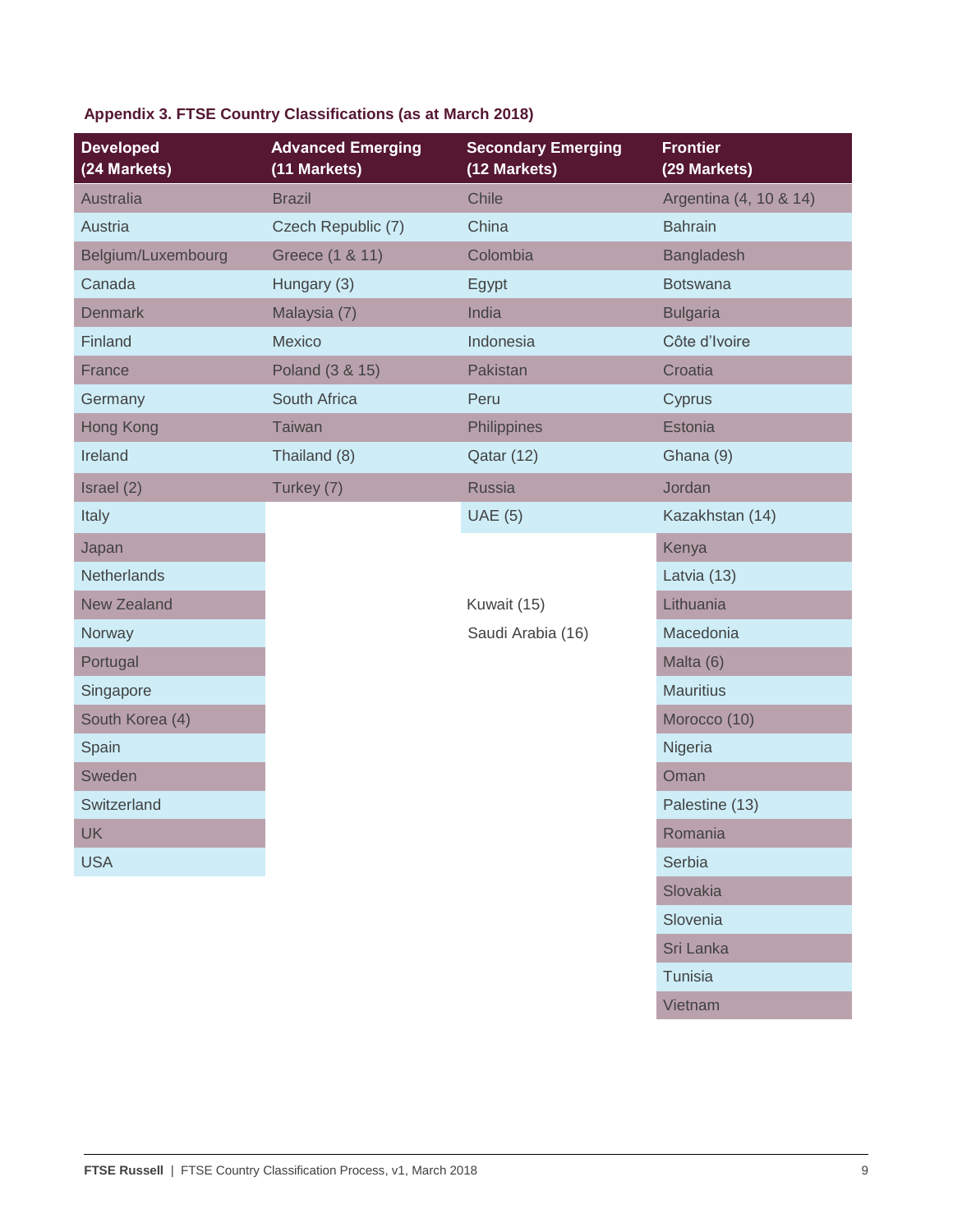**Appendix 3. FTSE Country Classifications (as at March 2018)**

| Developed (24 Markets) | Advanced Emerging (11 Markets) | Secondary Emerging (12 Markets) | Frontier (29 Markets) |
|---|---|---|---|
| Australia | Brazil | Chile | Argentina (4, 10 & 14) |
| Austria | Czech Republic (7) | China | Bahrain |
| Belgium/Luxembourg | Greece (1 & 11) | Colombia | Bangladesh |
| Canada | Hungary (3) | Egypt | Botswana |
| Denmark | Malaysia (7) | India | Bulgaria |
| Finland | Mexico | Indonesia | Côte d'Ivoire |
| France | Poland (3 & 15) | Pakistan | Croatia |
| Germany | South Africa | Peru | Cyprus |
| Hong Kong | Taiwan | Philippines | Estonia |
| Ireland | Thailand (8) | Qatar (12) | Ghana (9) |
| Israel (2) | Turkey (7) | Russia | Jordan |
| Italy | | UAE (5) | Kazakhstan (14) |
| Japan | | | Kenya |
| Netherlands | | | Latvia (13) |
| New Zealand | | Kuwait (15) | Lithuania |
| Norway | | Saudi Arabia (16) | Macedonia |
| Portugal | | | Malta (6) |
| Singapore | | | Mauritius |
| South Korea (4) | | | Morocco (10) |
| Spain | | | Nigeria |
| Sweden | | | Oman |
| Switzerland | | | Palestine (13) |
| UK | | | Romania |
| USA | | | Serbia |
| | | | Slovakia |
| | | | Slovenia |
| | | | Sri Lanka |
| | | | Tunisia |
| | | | Vietnam |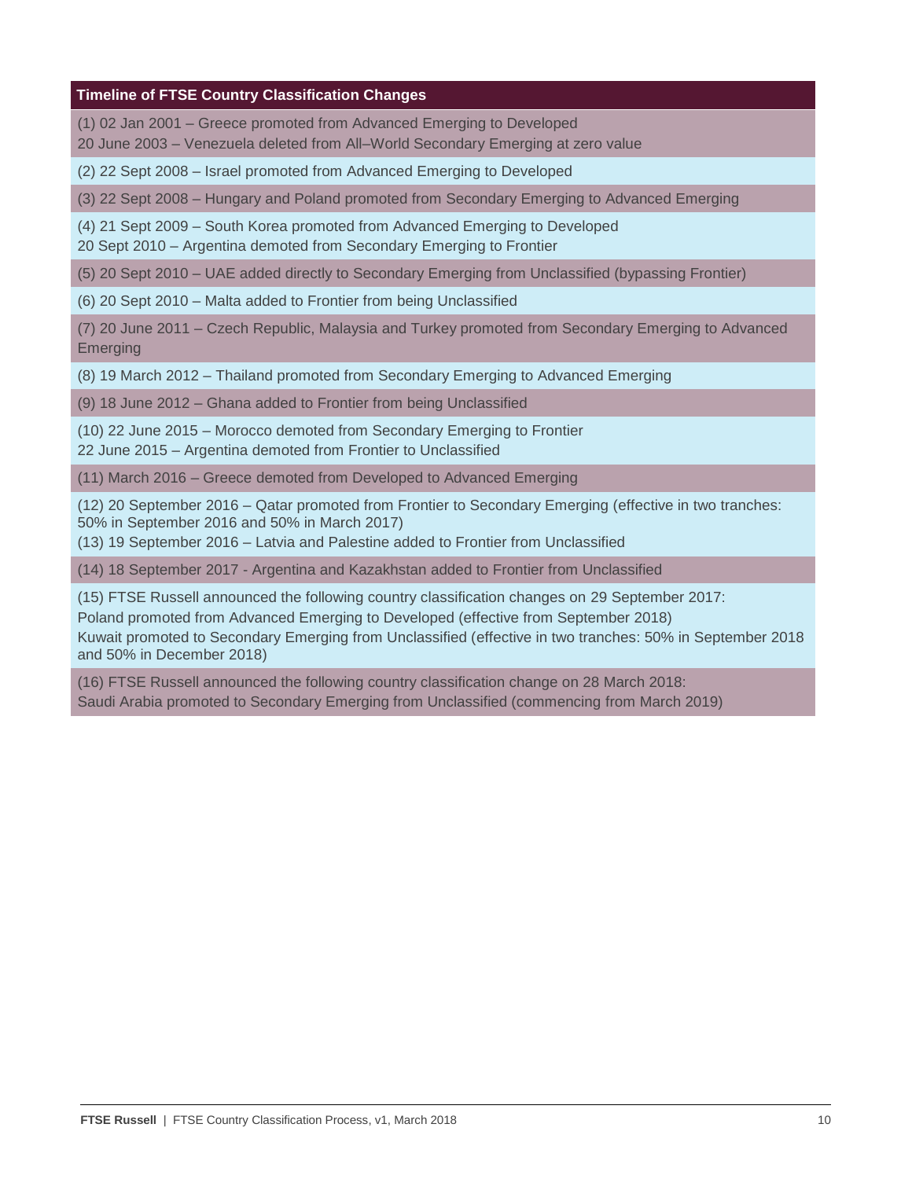**Timeline of FTSE Country Classification Changes**

(1) 02 Jan 2001 – Greece promoted from Advanced Emerging to Developed
20 June 2003 – Venezuela deleted from All–World Secondary Emerging at zero value

(2) 22 Sept 2008 – Israel promoted from Advanced Emerging to Developed

(3) 22 Sept 2008 – Hungary and Poland promoted from Secondary Emerging to Advanced Emerging

(4) 21 Sept 2009 – South Korea promoted from Advanced Emerging to Developed
20 Sept 2010 – Argentina demoted from Secondary Emerging to Frontier

(5) 20 Sept 2010 – UAE added directly to Secondary Emerging from Unclassified (bypassing Frontier)

(6) 20 Sept 2010 – Malta added to Frontier from being Unclassified

(7) 20 June 2011 – Czech Republic, Malaysia and Turkey promoted from Secondary Emerging to Advanced Emerging

(8) 19 March 2012 – Thailand promoted from Secondary Emerging to Advanced Emerging

(9) 18 June 2012 – Ghana added to Frontier from being Unclassified

(10) 22 June 2015 – Morocco demoted from Secondary Emerging to Frontier
22 June 2015 – Argentina demoted from Frontier to Unclassified

(11) March 2016 – Greece demoted from Developed to Advanced Emerging

(12) 20 September 2016 – Qatar promoted from Frontier to Secondary Emerging (effective in two tranches: 50% in September 2016 and 50% in March 2017)
(13) 19 September 2016 – Latvia and Palestine added to Frontier from Unclassified

(14) 18 September 2017 - Argentina and Kazakhstan added to Frontier from Unclassified

(15) FTSE Russell announced the following country classification changes on 29 September 2017:
Poland promoted from Advanced Emerging to Developed (effective from September 2018)
Kuwait promoted to Secondary Emerging from Unclassified (effective in two tranches: 50% in September 2018 and 50% in December 2018)

(16) FTSE Russell announced the following country classification change on 28 March 2018:
Saudi Arabia promoted to Secondary Emerging from Unclassified (commencing from March 2019)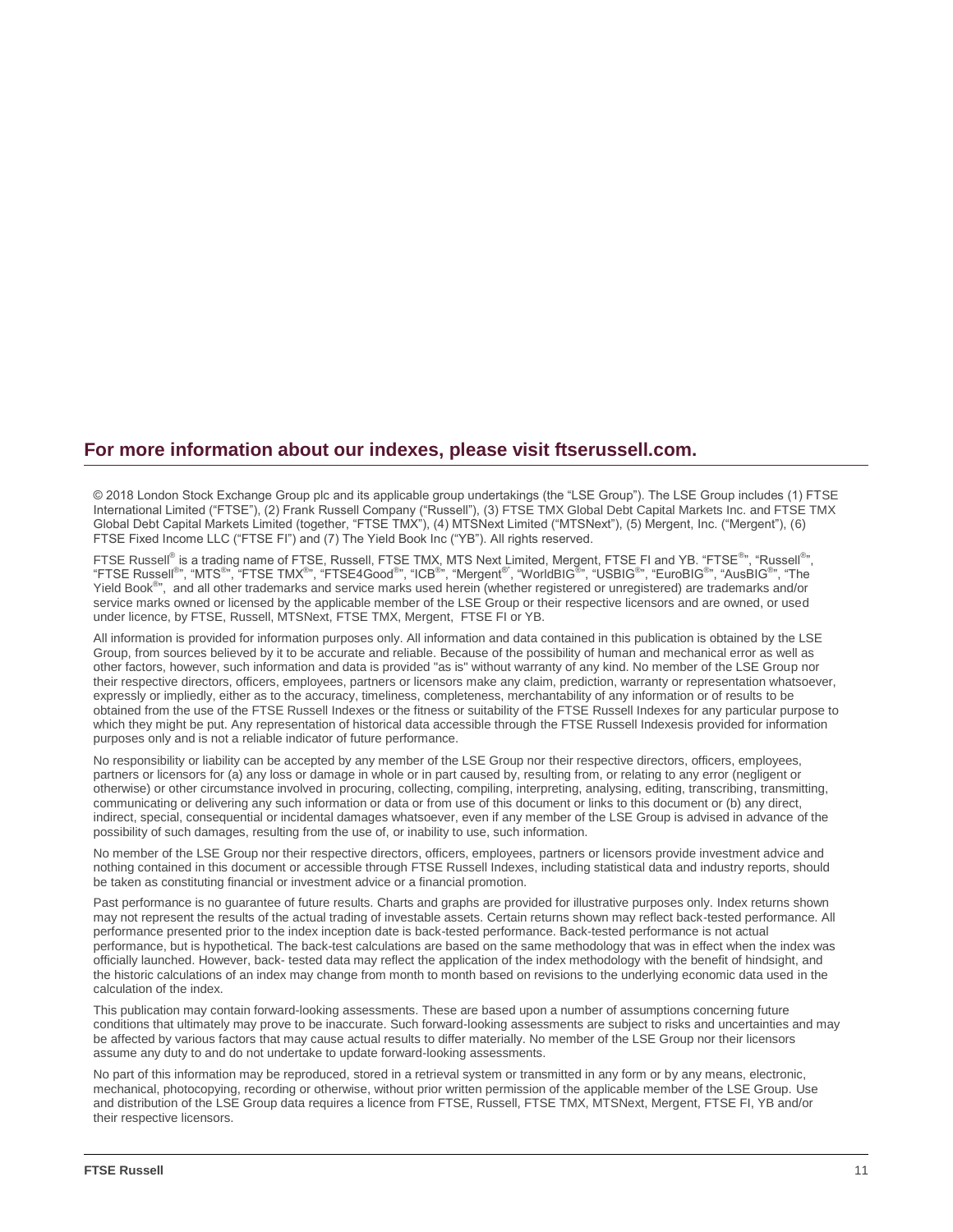## For more information about our indexes, please visit ftserussell.com.

© 2018 London Stock Exchange Group plc and its applicable group undertakings (the "LSE Group"). The LSE Group includes (1) FTSE International Limited ("FTSE"), (2) Frank Russell Company ("Russell"), (3) FTSE TMX Global Debt Capital Markets Inc. and FTSE TMX Global Debt Capital Markets Limited (together, "FTSE TMX"), (4) MTSNext Limited ("MTSNext"), (5) Mergent, Inc. ("Mergent"), (6) FTSE Fixed Income LLC ("FTSE FI") and (7) The Yield Book Inc ("YB"). All rights reserved.

FTSE Russell® is a trading name of FTSE, Russell, FTSE TMX, MTS Next Limited, Mergent, FTSE FI and YB. "FTSE®", "Russell®", "FTSE Russell®", "MTS®", "FTSE TMX®", "FTSE4Good®", "ICB®", "Mergent®", "WorldBIG®", "USBIG®", "EuroBIG®", "AusBIG®", "The Yield Book®", and all other trademarks and service marks used herein (whether registered or unregistered) are trademarks and/or service marks owned or licensed by the applicable member of the LSE Group or their respective licensors and are owned, or used under licence, by FTSE, Russell, MTSNext, FTSE TMX, Mergent, FTSE FI or YB.

All information is provided for information purposes only. All information and data contained in this publication is obtained by the LSE Group, from sources believed by it to be accurate and reliable. Because of the possibility of human and mechanical error as well as other factors, however, such information and data is provided "as is" without warranty of any kind. No member of the LSE Group nor their respective directors, officers, employees, partners or licensors make any claim, prediction, warranty or representation whatsoever, expressly or impliedly, either as to the accuracy, timeliness, completeness, merchantability of any information or of results to be obtained from the use of the FTSE Russell Indexes or the fitness or suitability of the FTSE Russell Indexes for any particular purpose to which they might be put. Any representation of historical data accessible through the FTSE Russell Indexesis provided for information purposes only and is not a reliable indicator of future performance.

No responsibility or liability can be accepted by any member of the LSE Group nor their respective directors, officers, employees, partners or licensors for (a) any loss or damage in whole or in part caused by, resulting from, or relating to any error (negligent or otherwise) or other circumstance involved in procuring, collecting, compiling, interpreting, analysing, editing, transcribing, transmitting, communicating or delivering any such information or data or from use of this document or links to this document or (b) any direct, indirect, special, consequential or incidental damages whatsoever, even if any member of the LSE Group is advised in advance of the possibility of such damages, resulting from the use of, or inability to use, such information.

No member of the LSE Group nor their respective directors, officers, employees, partners or licensors provide investment advice and nothing contained in this document or accessible through FTSE Russell Indexes, including statistical data and industry reports, should be taken as constituting financial or investment advice or a financial promotion.

Past performance is no guarantee of future results. Charts and graphs are provided for illustrative purposes only. Index returns shown may not represent the results of the actual trading of investable assets. Certain returns shown may reflect back-tested performance. All performance presented prior to the index inception date is back-tested performance. Back-tested performance is not actual performance, but is hypothetical. The back-test calculations are based on the same methodology that was in effect when the index was officially launched. However, back- tested data may reflect the application of the index methodology with the benefit of hindsight, and the historic calculations of an index may change from month to month based on revisions to the underlying economic data used in the calculation of the index.

This publication may contain forward-looking assessments. These are based upon a number of assumptions concerning future conditions that ultimately may prove to be inaccurate. Such forward-looking assessments are subject to risks and uncertainties and may be affected by various factors that may cause actual results to differ materially. No member of the LSE Group nor their licensors assume any duty to and do not undertake to update forward-looking assessments.

No part of this information may be reproduced, stored in a retrieval system or transmitted in any form or by any means, electronic, mechanical, photocopying, recording or otherwise, without prior written permission of the applicable member of the LSE Group. Use and distribution of the LSE Group data requires a licence from FTSE, Russell, FTSE TMX, MTSNext, Mergent, FTSE FI, YB and/or their respective licensors.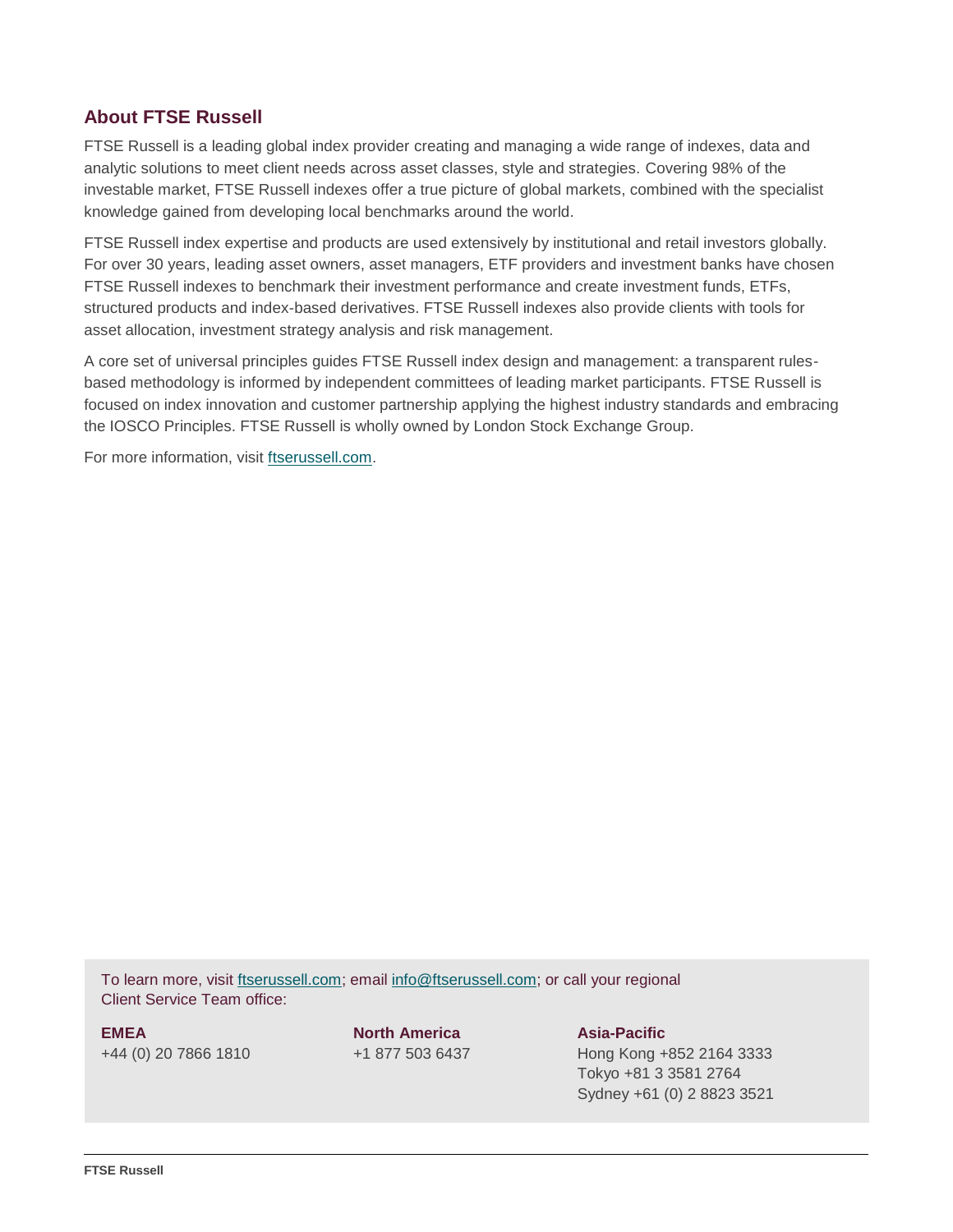## About FTSE Russell

FTSE Russell is a leading global index provider creating and managing a wide range of indexes, data and analytic solutions to meet client needs across asset classes, style and strategies. Covering 98% of the investable market, FTSE Russell indexes offer a true picture of global markets, combined with the specialist knowledge gained from developing local benchmarks around the world.

FTSE Russell index expertise and products are used extensively by institutional and retail investors globally. For over 30 years, leading asset owners, asset managers, ETF providers and investment banks have chosen FTSE Russell indexes to benchmark their investment performance and create investment funds, ETFs, structured products and index-based derivatives. FTSE Russell indexes also provide clients with tools for asset allocation, investment strategy analysis and risk management.

A core set of universal principles guides FTSE Russell index design and management: a transparent rules-based methodology is informed by independent committees of leading market participants. FTSE Russell is focused on index innovation and customer partnership applying the highest industry standards and embracing the IOSCO Principles. FTSE Russell is wholly owned by London Stock Exchange Group.

For more information, visit [ftserussell.com](https://www.ftserussell.com).

To learn more, visit [ftserussell.com](https://www.ftserussell.com); email [info@ftserussell.com](mailto:info@ftserussell.com); or call your regional Client Service Team office:

**EMEA**
+44 (0) 20 7866 1810

**North America**
+1 877 503 6437

**Asia-Pacific**
Hong Kong +852 2164 3333
Tokyo +81 3 3581 2764
Sydney +61 (0) 2 8823 3521